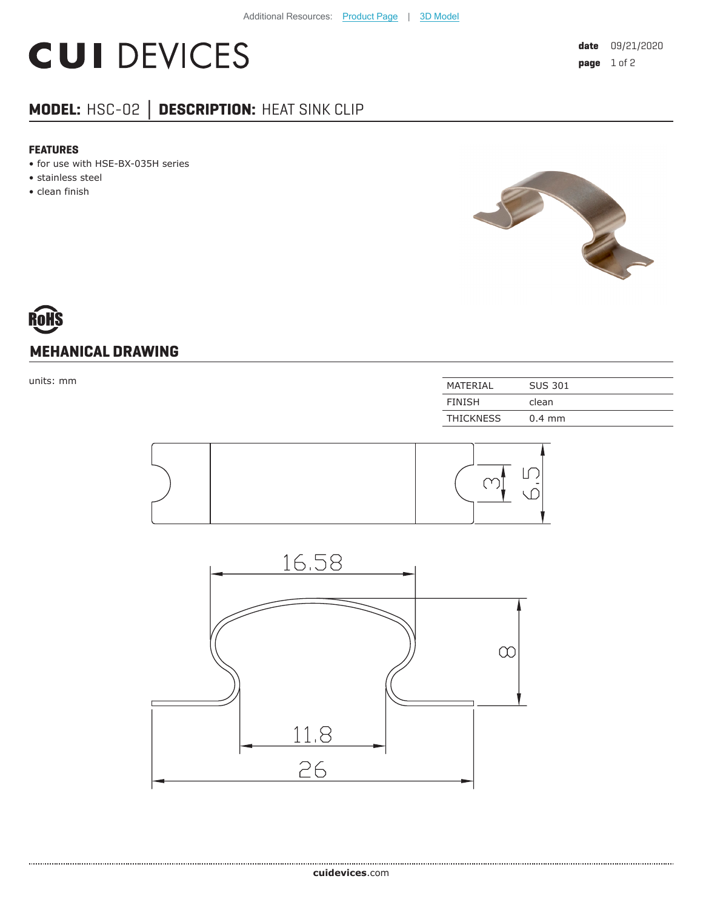Additional Resources: Product Page | 3D Model

# CUI DEVICES

**date** 09/21/2020

## MODEL: HSC-02 | DESCRIPTION: HEAT SINK CLIP

### FEATURES

- for use with HSE-BX-035H series
- stainless steel
- clean finish

RoHS

## MEHANICAL DRAWING

units: mm

| MATERIAL | SUS 301 |
|---|---|
| FINISH | clean |
| THICKNESS | 0.4 mm |

3

6.5

16.58

8

11.8

26

**cuidevices**.com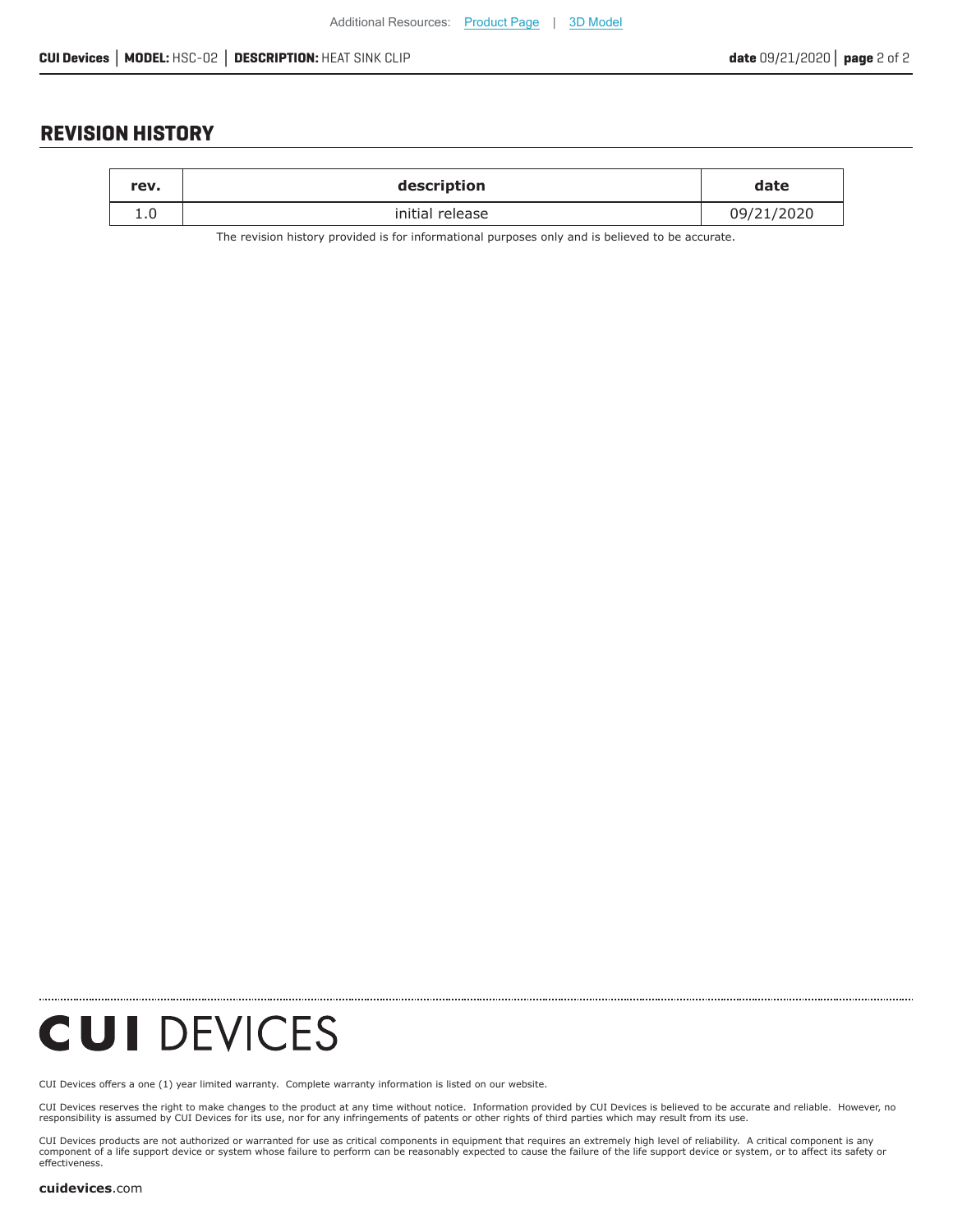## REVISION HISTORY

| rev. | description | date |
| --- | --- | --- |
| 1.0 | initial release | 09/21/2020 |

The revision history provided is for informational purposes only and is believed to be accurate.

CUI DEVICES

CUI Devices offers a one (1) year limited warranty. Complete warranty information is listed on our website.

CUI Devices reserves the right to make changes to the product at any time without notice. Information provided by CUI Devices is believed to be accurate and reliable. However, no responsibility is assumed by CUI Devices for its use, nor for any infringements of patents or other rights of third parties which may result from its use.

CUI Devices products are not authorized or warranted for use as critical components in equipment that requires an extremely high level of reliability. A critical component is any component of a life support device or system whose failure to perform can be reasonably expected to cause the failure of the life support device or system, or to affect its safety or effectiveness.

**cuidevices**.com